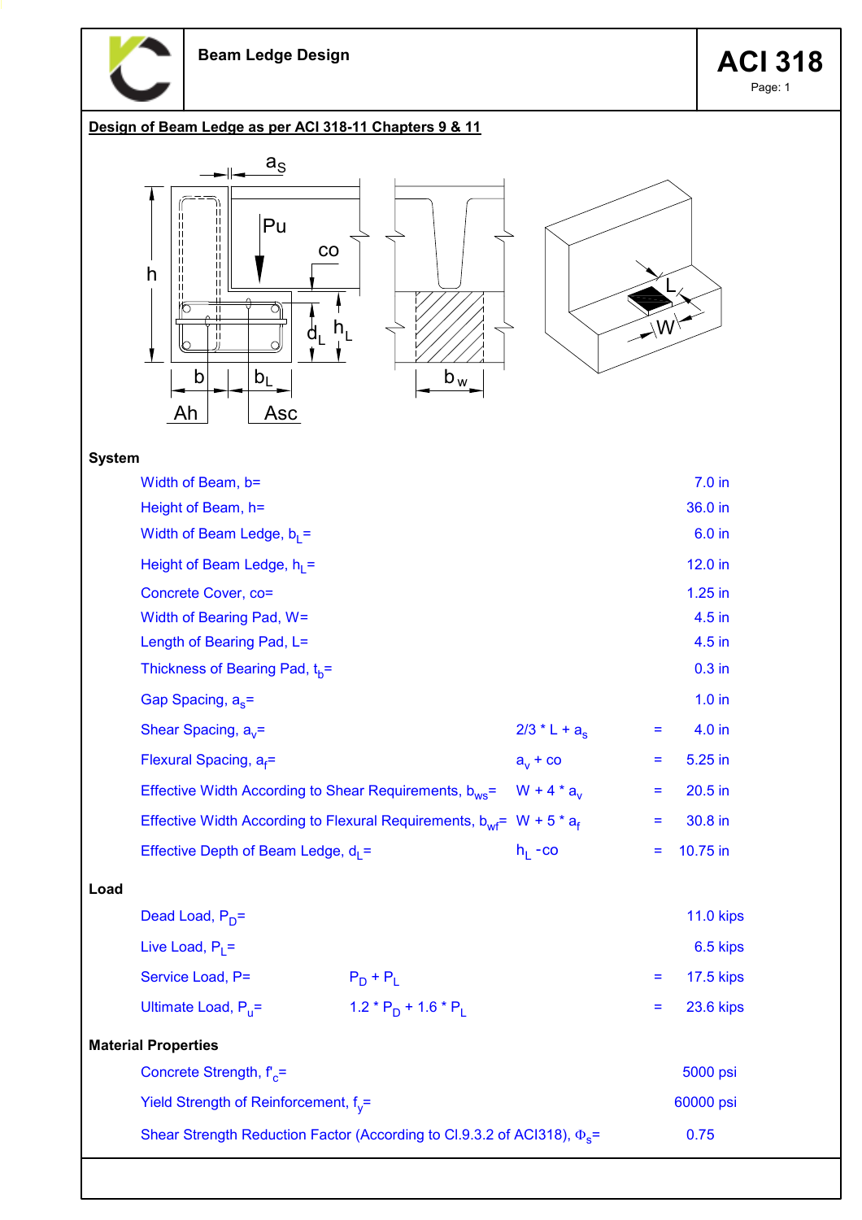**Beam Ledge Design**

# ACI 318

## Design of Beam Ledge as per ACI 318-11 Chapters 9 & 11

### System

| Parameter | Formula | | Value |
|---|---|---|---|
| Width of Beam, b= | | | 7.0 in |
| Height of Beam, h= | | | 36.0 in |
| Width of Beam Ledge, $b_L$= | | | 6.0 in |
| Height of Beam Ledge, $h_L$= | | | 12.0 in |
| Concrete Cover, co= | | | 1.25 in |
| Width of Bearing Pad, W= | | | 4.5 in |
| Length of Bearing Pad, L= | | | 4.5 in |
| Thickness of Bearing Pad, $t_b$= | | | 0.3 in |
| Gap Spacing, $a_s$= | | | 1.0 in |
| Shear Spacing, $a_v$= | $2/3 * L + a_s$ | = | 4.0 in |
| Flexural Spacing, $a_f$= | $a_v + co$ | = | 5.25 in |
| Effective Width According to Shear Requirements, $b_{ws}$= | $W + 4 * a_v$ | = | 20.5 in |
| Effective Width According to Flexural Requirements, $b_{wf}$= | $W + 5 * a_f$ | = | 30.8 in |
| Effective Depth of Beam Ledge, $d_L$= | $h_L$ -co | = | 10.75 in |

### Load

| Parameter | Formula | | Value |
|---|---|---|---|
| Dead Load, $P_D$= | | | 11.0 kips |
| Live Load, $P_L$= | | | 6.5 kips |
| Service Load, P= | $P_D + P_L$ | = | 17.5 kips |
| Ultimate Load, $P_u$= | $1.2 * P_D + 1.6 * P_L$ | = | 23.6 kips |

### Material Properties

| Parameter | Value |
|---|---|
| Concrete Strength, $f'_c$= | 5000 psi |
| Yield Strength of Reinforcement, $f_y$= | 60000 psi |
| Shear Strength Reduction Factor (According to Cl.9.3.2 of ACI318), $\Phi_s$= | 0.75 |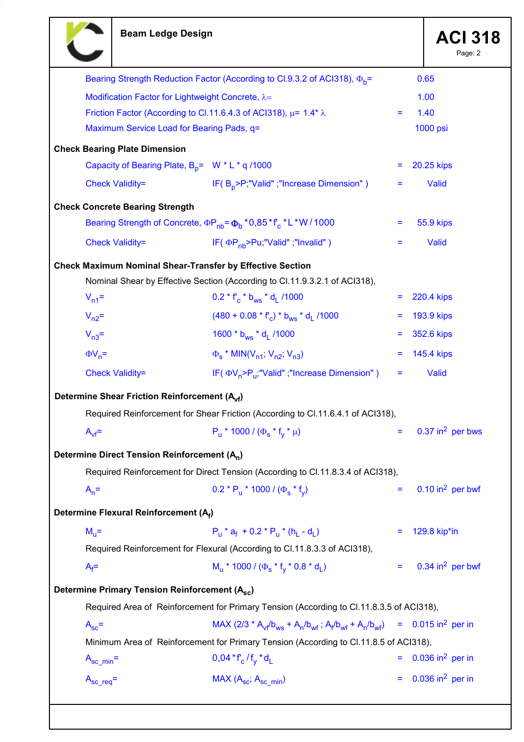Bearing Strength Reduction Factor (According to Cl.9.3.2 of ACI318), $\Phi_b$= 0.65

Modification Factor for Lightweight Concrete, $\lambda$= 1.00

Friction Factor (According to Cl.11.6.4.3 of ACI318), $\mu$= 1.4* $\lambda$ = 1.40

Maximum Service Load for Bearing Pads, q= 1000 psi

**Check Bearing Plate Dimension**

| | | | |
|---|---|---|---|
| Capacity of Bearing Plate, $B_p$= | W * L * q /1000 | = | 20.25 kips |
| Check Validity= | IF( $B_p$>P;"Valid" ;"Increase Dimension" ) | = | Valid |

**Check Concrete Bearing Strength**

| | | | |
|---|---|---|---|
| Bearing Strength of Concrete, $\Phi P_{nb}$= $\Phi_b$ *0,85 * $f'_c$ * L * W / 1000 | | = | 55.9 kips |
| Check Validity= | IF( $\Phi P_{nb}$>Pu;"Valid" ;"Invalid" ) | = | Valid |

**Check Maximum Nominal Shear-Transfer by Effective Section**

Nominal Shear by Effective Section (According to Cl.11.9.3.2.1 of ACI318),

| | | | |
|---|---|---|---|
| $V_{n1}$= | 0.2 * $f'_c$ * $b_{ws}$ * $d_L$ /1000 | = | 220.4 kips |
| $V_{n2}$= | (480 + 0.08 * $f'_c$) * $b_{ws}$ * $d_L$ /1000 | = | 193.9 kips |
| $V_{n3}$= | 1600 * $b_{ws}$ * $d_L$ /1000 | = | 352.6 kips |
| $\Phi V_n$= | $\Phi_s$ * MIN($V_{n1}$; $V_{n2}$; $V_{n3}$) | = | 145.4 kips |
| Check Validity= | IF( $\Phi V_n$>$P_u$;"Valid" ;"Increase Dimension" ) | = | Valid |

**Determine Shear Friction Reinforcement ($A_{vf}$)**

Required Reinforcement for Shear Friction (According to Cl.11.6.4.1 of ACI318),

| | | | |
|---|---|---|---|
| $A_{vf}$= | $P_u$ * 1000 / ($\Phi_s$ * $f_y$ * $\mu$) | = | 0.37 in$^2$ per bws |

**Determine Direct Tension Reinforcement ($A_n$)**

Required Reinforcement for Direct Tension (According to Cl.11.8.3.4 of ACI318),

| | | | |
|---|---|---|---|
| $A_n$= | 0.2 * $P_u$ * 1000 / ($\Phi_s$ * $f_y$) | = | 0.10 in$^2$ per bwf |

**Determine Flexural Reinforcement ($A_f$)**

| | | | |
|---|---|---|---|
| $M_u$= | $P_u$ * $a_f$ + 0.2 * $P_u$ * ($h_L$ - $d_L$) | = | 129.8 kip*in |

Required Reinforcement for Flexural (According to Cl.11.8.3.3 of ACI318),

| | | | |
|---|---|---|---|
| $A_f$= | $M_u$ * 1000 / ($\Phi_s$ * $f_y$ * 0.8 * $d_L$) | = | 0.34 in$^2$ per bwf |

**Determine Primary Tension Reinforcement ($A_{sc}$)**

Required Area of Reinforcement for Primary Tension (According to Cl.11.8.3.5 of ACI318),

| | | | |
|---|---|---|---|
| $A_{sc}$= | MAX (2/3 * $A_{vf}/b_{ws}$ + $A_n/b_{wf}$ ; $A_f/b_{wf}$ + $A_n/b_{wf}$) | = | 0.015 in$^2$ per in |

Minimum Area of Reinforcement for Primary Tension (According to Cl.11.8.5 of ACI318),

| | | | |
|---|---|---|---|
| $A_{sc\_min}$= | 0,04 * $f'_c$ / $f_y$ * $d_L$ | = | 0.036 in$^2$ per in |
| $A_{sc\_req}$= | MAX ($A_{sc}$; $A_{sc\_min}$) | = | 0.036 in$^2$ per in |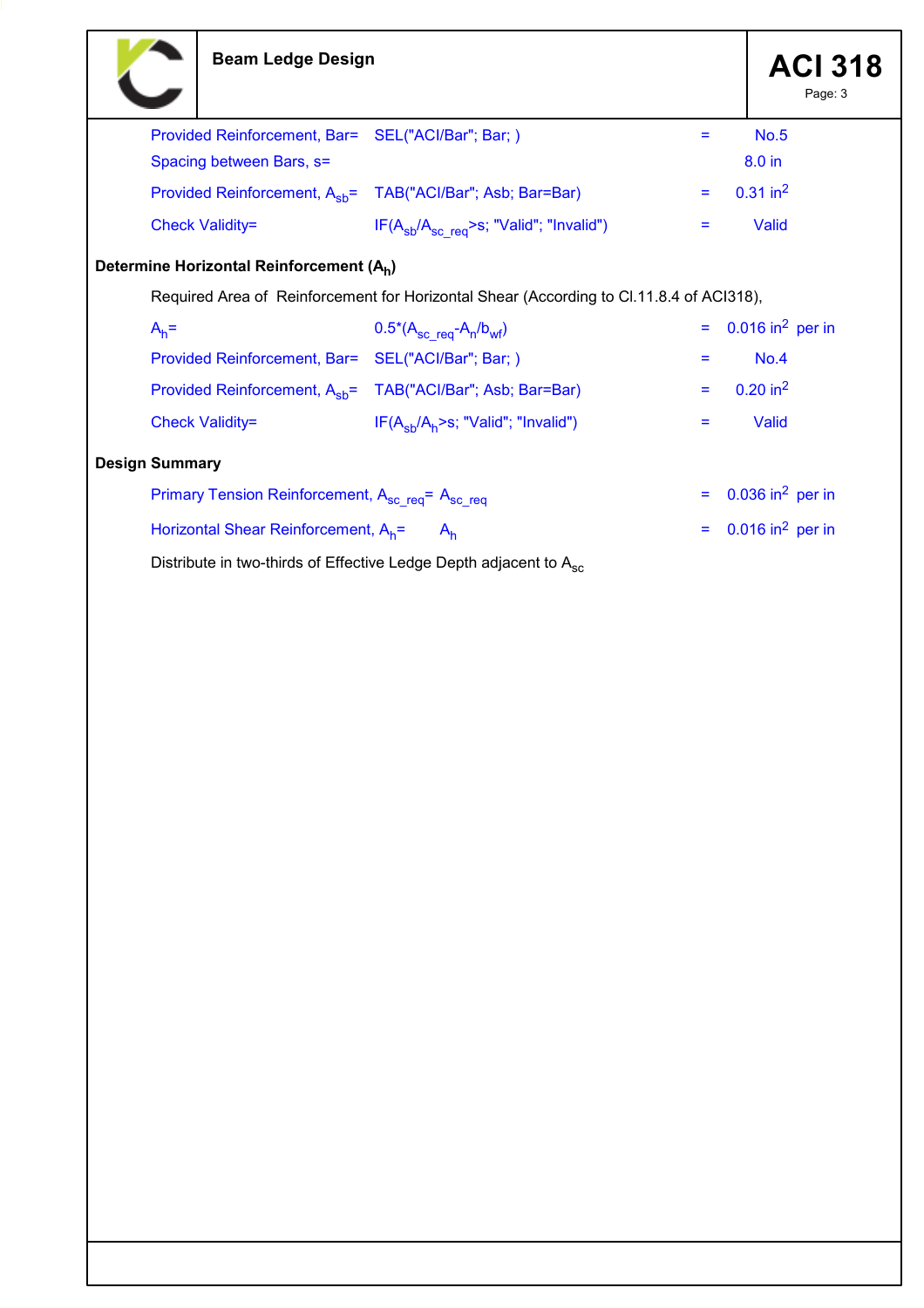| | | | |
|---|---|---|---|
| Provided Reinforcement, Bar= | SEL("ACI/Bar"; Bar; ) | = | No.5 |
| Spacing between Bars, s= | | | 8.0 in |
| Provided Reinforcement, $A_{sb}$= | TAB("ACI/Bar"; Asb; Bar=Bar) | = | 0.31 $in^2$ |
| Check Validity= | IF($A_{sb}/A_{sc\_req}$>s; "Valid"; "Invalid") | = | Valid |

**Determine Horizontal Reinforcement ($A_h$)**

Required Area of Reinforcement for Horizontal Shear (According to Cl.11.8.4 of ACI318),

| | | | |
|---|---|---|---|
| $A_h$= | 0.5*($A_{sc\_req}$-$A_n/b_{wf}$) | = | 0.016 $in^2$ per in |
| Provided Reinforcement, Bar= | SEL("ACI/Bar"; Bar; ) | = | No.4 |
| Provided Reinforcement, $A_{sb}$= | TAB("ACI/Bar"; Asb; Bar=Bar) | = | 0.20 $in^2$ |
| Check Validity= | IF($A_{sb}/A_h$>s; "Valid"; "Invalid") | = | Valid |

**Design Summary**

| | | | |
|---|---|---|---|
| Primary Tension Reinforcement, $A_{sc\_req}$= | $A_{sc\_req}$ | = | 0.036 $in^2$ per in |
| Horizontal Shear Reinforcement, $A_h$= | $A_h$ | = | 0.016 $in^2$ per in |

Distribute in two-thirds of Effective Ledge Depth adjacent to $A_{sc}$